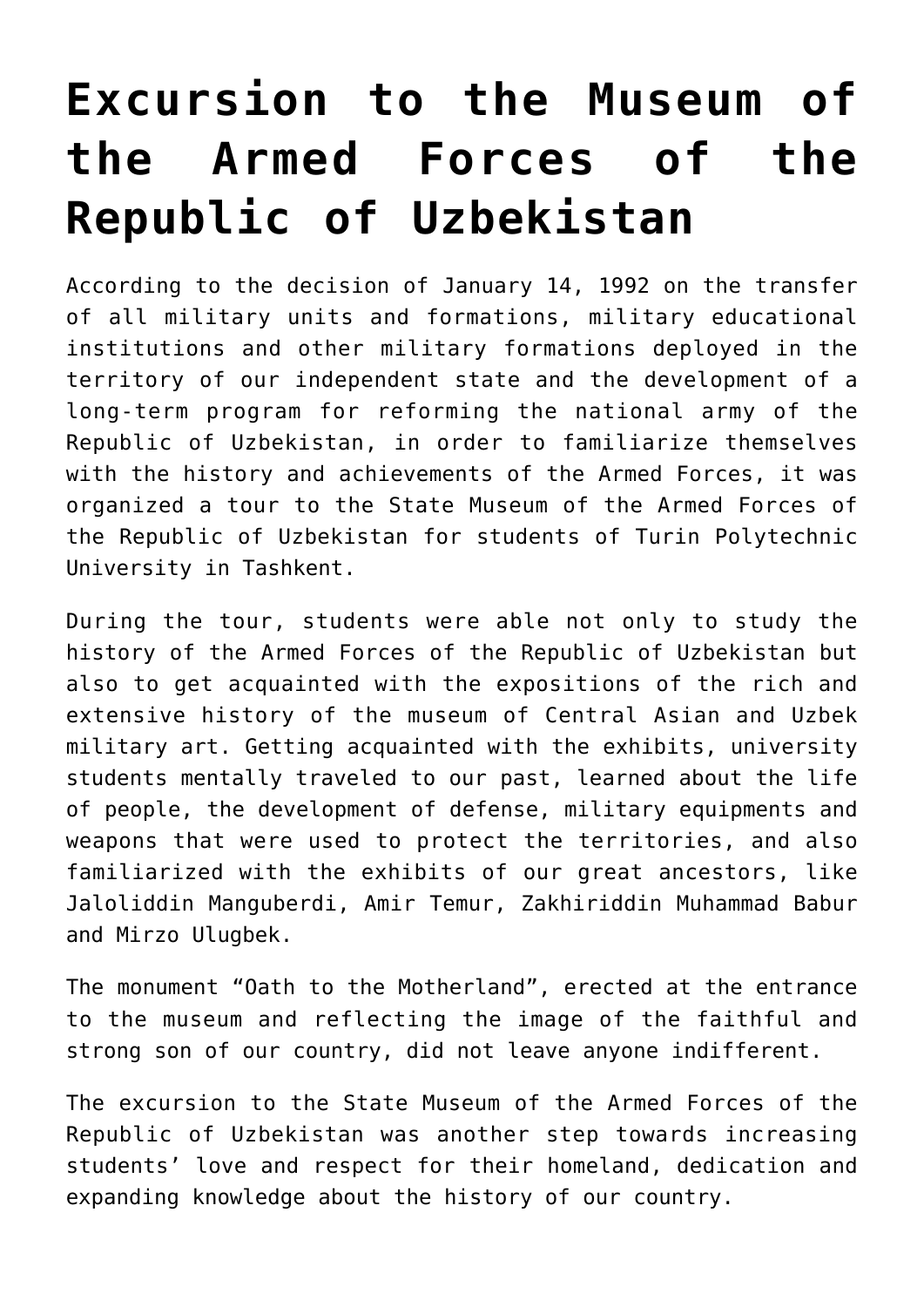# Excursion to the Museum of the Armed Forces of the Republic of Uzbekistan

According to the decision of January 14, 1992 on the transfer of all military units and formations, military educational institutions and other military formations deployed in the territory of our independent state and the development of a long-term program for reforming the national army of the Republic of Uzbekistan, in order to familiarize themselves with the history and achievements of the Armed Forces, it was organized a tour to the State Museum of the Armed Forces of the Republic of Uzbekistan for students of Turin Polytechnic University in Tashkent.

During the tour, students were able not only to study the history of the Armed Forces of the Republic of Uzbekistan but also to get acquainted with the expositions of the rich and extensive history of the museum of Central Asian and Uzbek military art. Getting acquainted with the exhibits, university students mentally traveled to our past, learned about the life of people, the development of defense, military equipments and weapons that were used to protect the territories, and also familiarized with the exhibits of our great ancestors, like Jaloliddin Manguberdi, Amir Temur, Zakhiriddin Muhammad Babur and Mirzo Ulugbek.

The monument "Oath to the Motherland", erected at the entrance to the museum and reflecting the image of the faithful and strong son of our country, did not leave anyone indifferent.

The excursion to the State Museum of the Armed Forces of the Republic of Uzbekistan was another step towards increasing students' love and respect for their homeland, dedication and expanding knowledge about the history of our country.